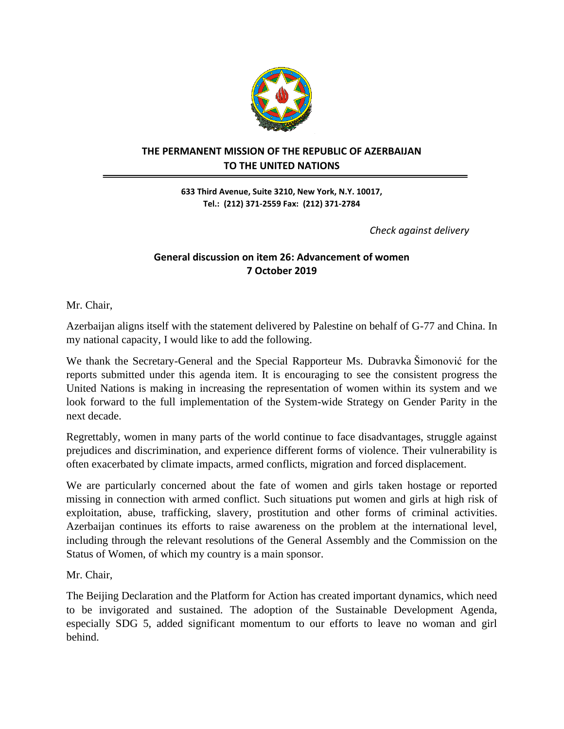**THE PERMANENT MISSION OF THE REPUBLIC OF AZERBAIJAN TO THE UNITED NATIONS**

**633 Third Avenue, Suite 3210, New York, N.Y. 10017,**
**Tel.: (212) 371-2559 Fax: (212) 371-2784**

*Check against delivery*

**General discussion on item 26: Advancement of women**
**7 October 2019**

Mr. Chair,

Azerbaijan aligns itself with the statement delivered by Palestine on behalf of G-77 and China. In my national capacity, I would like to add the following.

We thank the Secretary-General and the Special Rapporteur Ms. Dubravka Šimonović for the reports submitted under this agenda item. It is encouraging to see the consistent progress the United Nations is making in increasing the representation of women within its system and we look forward to the full implementation of the System-wide Strategy on Gender Parity in the next decade.

Regrettably, women in many parts of the world continue to face disadvantages, struggle against prejudices and discrimination, and experience different forms of violence. Their vulnerability is often exacerbated by climate impacts, armed conflicts, migration and forced displacement.

We are particularly concerned about the fate of women and girls taken hostage or reported missing in connection with armed conflict. Such situations put women and girls at high risk of exploitation, abuse, trafficking, slavery, prostitution and other forms of criminal activities. Azerbaijan continues its efforts to raise awareness on the problem at the international level, including through the relevant resolutions of the General Assembly and the Commission on the Status of Women, of which my country is a main sponsor.

Mr. Chair,

The Beijing Declaration and the Platform for Action has created important dynamics, which need to be invigorated and sustained. The adoption of the Sustainable Development Agenda, especially SDG 5, added significant momentum to our efforts to leave no woman and girl behind.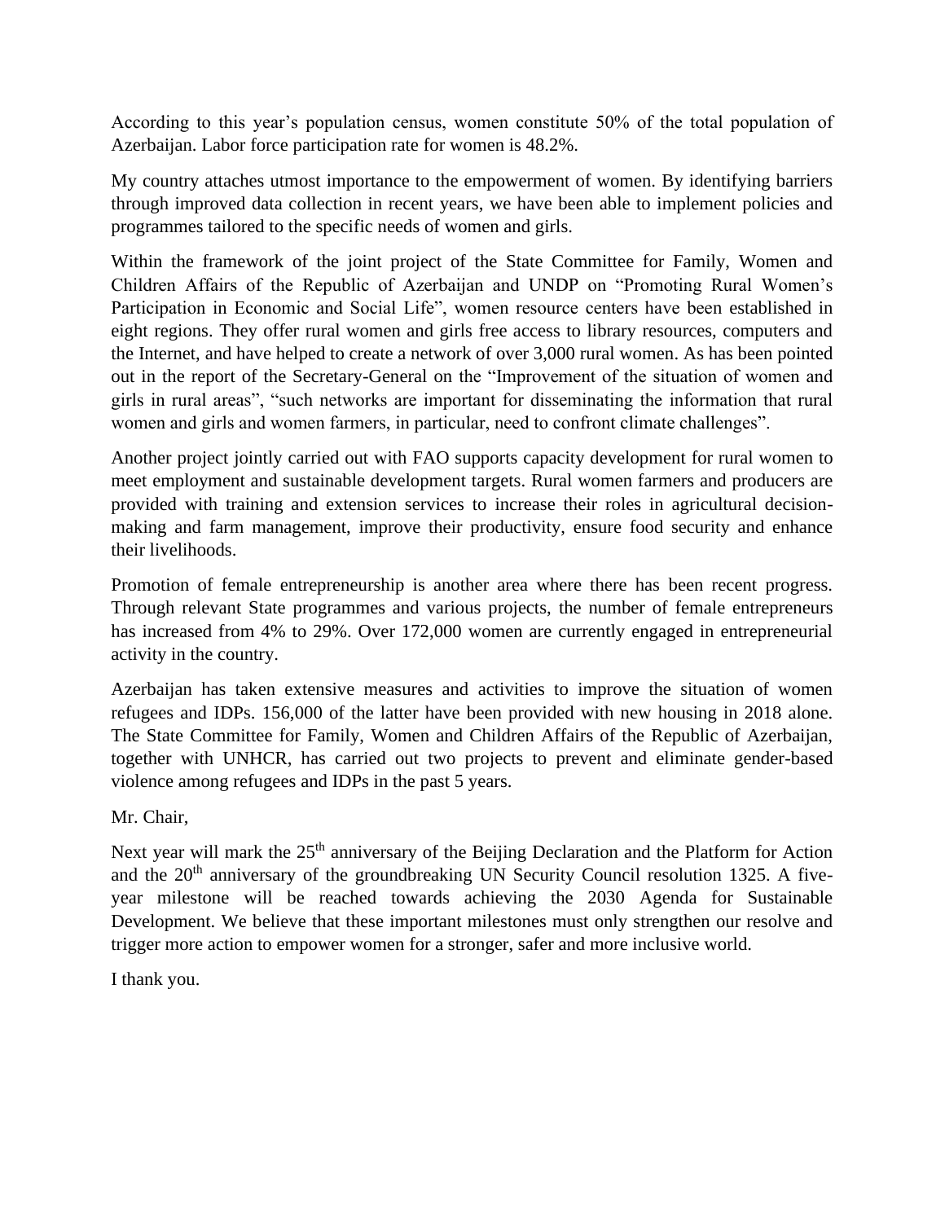According to this year's population census, women constitute 50% of the total population of Azerbaijan. Labor force participation rate for women is 48.2%.

My country attaches utmost importance to the empowerment of women. By identifying barriers through improved data collection in recent years, we have been able to implement policies and programmes tailored to the specific needs of women and girls.

Within the framework of the joint project of the State Committee for Family, Women and Children Affairs of the Republic of Azerbaijan and UNDP on "Promoting Rural Women's Participation in Economic and Social Life", women resource centers have been established in eight regions. They offer rural women and girls free access to library resources, computers and the Internet, and have helped to create a network of over 3,000 rural women. As has been pointed out in the report of the Secretary-General on the "Improvement of the situation of women and girls in rural areas", "such networks are important for disseminating the information that rural women and girls and women farmers, in particular, need to confront climate challenges".

Another project jointly carried out with FAO supports capacity development for rural women to meet employment and sustainable development targets. Rural women farmers and producers are provided with training and extension services to increase their roles in agricultural decision-making and farm management, improve their productivity, ensure food security and enhance their livelihoods.

Promotion of female entrepreneurship is another area where there has been recent progress. Through relevant State programmes and various projects, the number of female entrepreneurs has increased from 4% to 29%. Over 172,000 women are currently engaged in entrepreneurial activity in the country.

Azerbaijan has taken extensive measures and activities to improve the situation of women refugees and IDPs. 156,000 of the latter have been provided with new housing in 2018 alone. The State Committee for Family, Women and Children Affairs of the Republic of Azerbaijan, together with UNHCR, has carried out two projects to prevent and eliminate gender-based violence among refugees and IDPs in the past 5 years.

Mr. Chair,

Next year will mark the 25th anniversary of the Beijing Declaration and the Platform for Action and the 20th anniversary of the groundbreaking UN Security Council resolution 1325. A five-year milestone will be reached towards achieving the 2030 Agenda for Sustainable Development. We believe that these important milestones must only strengthen our resolve and trigger more action to empower women for a stronger, safer and more inclusive world.

I thank you.